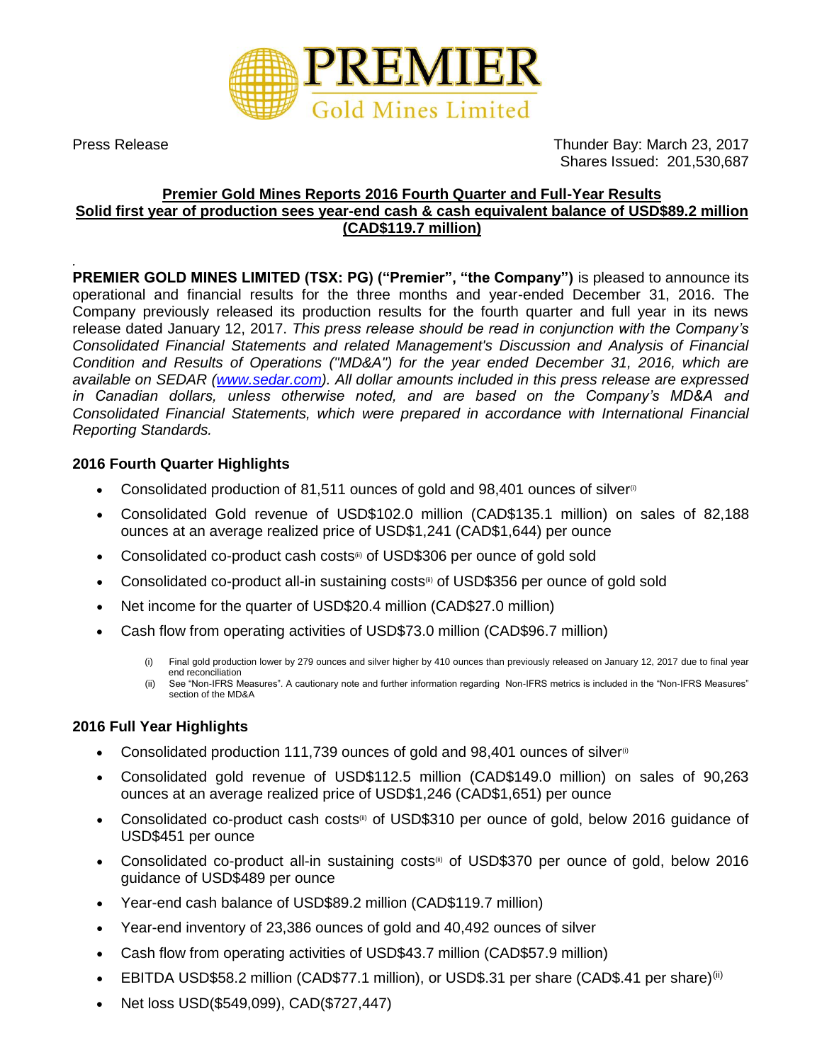# PREMIER Gold Mines Limited

Press Release

Thunder Bay: March 23, 2017
Shares Issued: 201,530,687

**Premier Gold Mines Reports 2016 Fourth Quarter and Full-Year Results**
**Solid first year of production sees year-end cash & cash equivalent balance of USD$89.2 million (CAD$119.7 million)**

**PREMIER GOLD MINES LIMITED (TSX: PG) ("Premier", "the Company")** is pleased to announce its operational and financial results for the three months and year-ended December 31, 2016. The Company previously released its production results for the fourth quarter and full year in its news release dated January 12, 2017. *This press release should be read in conjunction with the Company's Consolidated Financial Statements and related Management's Discussion and Analysis of Financial Condition and Results of Operations ("MD&A") for the year ended December 31, 2016, which are available on SEDAR (www.sedar.com). All dollar amounts included in this press release are expressed in Canadian dollars, unless otherwise noted, and are based on the Company's MD&A and Consolidated Financial Statements, which were prepared in accordance with International Financial Reporting Standards.*

## 2016 Fourth Quarter Highlights

- Consolidated production of 81,511 ounces of gold and 98,401 ounces of silver(i)
- Consolidated Gold revenue of USD$102.0 million (CAD$135.1 million) on sales of 82,188 ounces at an average realized price of USD$1,241 (CAD$1,644) per ounce
- Consolidated co-product cash costs(ii) of USD$306 per ounce of gold sold
- Consolidated co-product all-in sustaining costs(ii) of USD$356 per ounce of gold sold
- Net income for the quarter of USD$20.4 million (CAD$27.0 million)
- Cash flow from operating activities of USD$73.0 million (CAD$96.7 million)

(i) Final gold production lower by 279 ounces and silver higher by 410 ounces than previously released on January 12, 2017 due to final year end reconciliation
(ii) See "Non-IFRS Measures". A cautionary note and further information regarding Non-IFRS metrics is included in the "Non-IFRS Measures" section of the MD&A

## 2016 Full Year Highlights

- Consolidated production 111,739 ounces of gold and 98,401 ounces of silver(i)
- Consolidated gold revenue of USD$112.5 million (CAD$149.0 million) on sales of 90,263 ounces at an average realized price of USD$1,246 (CAD$1,651) per ounce
- Consolidated co-product cash costs(ii) of USD$310 per ounce of gold, below 2016 guidance of USD$451 per ounce
- Consolidated co-product all-in sustaining costs(ii) of USD$370 per ounce of gold, below 2016 guidance of USD$489 per ounce
- Year-end cash balance of USD$89.2 million (CAD$119.7 million)
- Year-end inventory of 23,386 ounces of gold and 40,492 ounces of silver
- Cash flow from operating activities of USD$43.7 million (CAD$57.9 million)
- EBITDA USD$58.2 million (CAD$77.1 million), or USD$.31 per share (CAD$.41 per share)(ii)
- Net loss USD($549,099), CAD($727,447)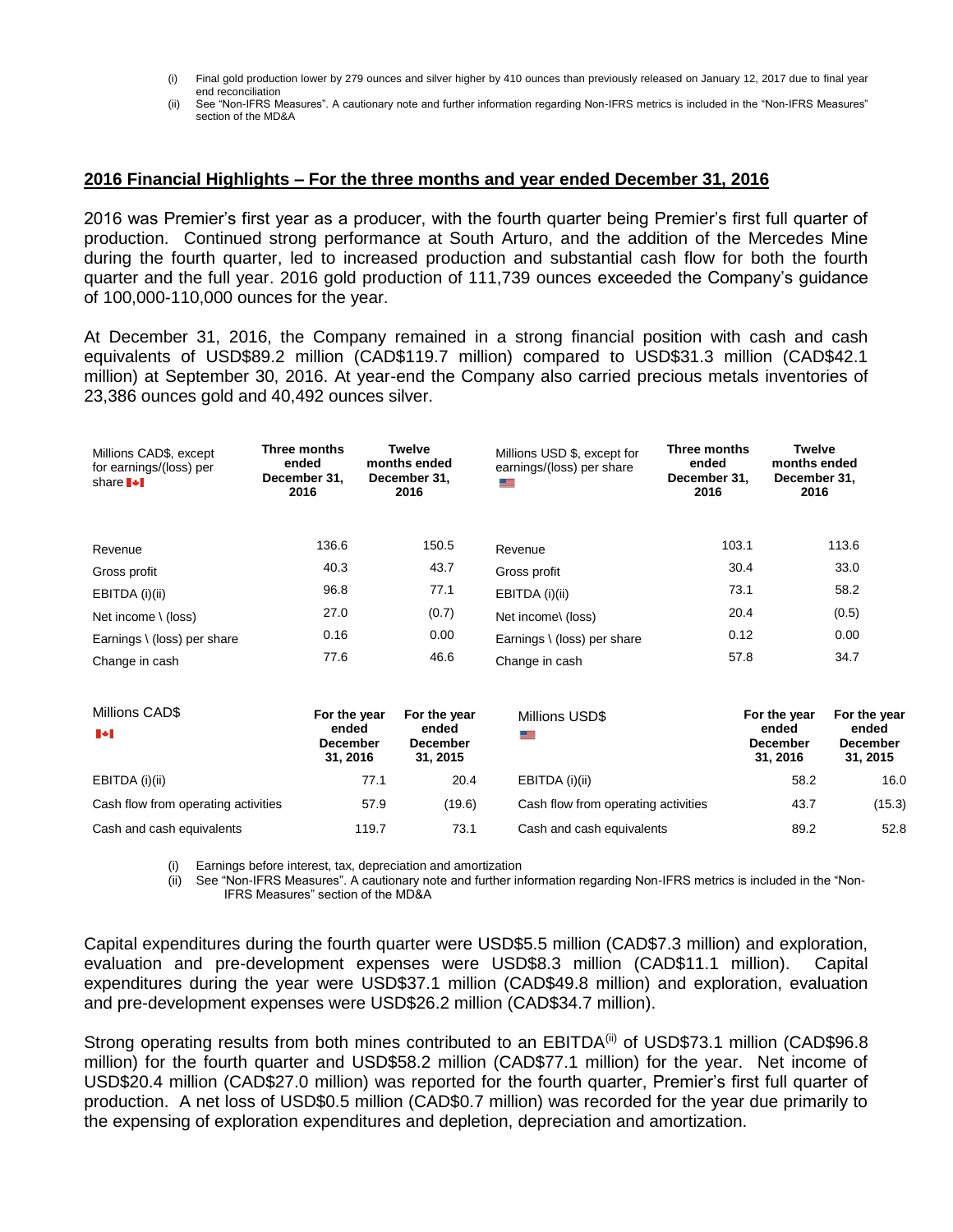(i) Final gold production lower by 279 ounces and silver higher by 410 ounces than previously released on January 12, 2017 due to final year end reconciliation
(ii) See "Non-IFRS Measures". A cautionary note and further information regarding Non-IFRS metrics is included in the "Non-IFRS Measures" section of the MD&A

## 2016 Financial Highlights – For the three months and year ended December 31, 2016

2016 was Premier's first year as a producer, with the fourth quarter being Premier's first full quarter of production. Continued strong performance at South Arturo, and the addition of the Mercedes Mine during the fourth quarter, led to increased production and substantial cash flow for both the fourth quarter and the full year. 2016 gold production of 111,739 ounces exceeded the Company's guidance of 100,000-110,000 ounces for the year.

At December 31, 2016, the Company remained in a strong financial position with cash and cash equivalents of USD$89.2 million (CAD$119.7 million) compared to USD$31.3 million (CAD$42.1 million) at September 30, 2016. At year-end the Company also carried precious metals inventories of 23,386 ounces gold and 40,492 ounces silver.

| Millions CAD$, except for earnings/(loss) per share | Three months ended December 31, 2016 | Twelve months ended December 31, 2016 |
|---|---|---|
| Revenue | 136.6 | 150.5 |
| Gross profit | 40.3 | 43.7 |
| EBITDA (i)(ii) | 96.8 | 77.1 |
| Net income \ (loss) | 27.0 | (0.7) |
| Earnings \ (loss) per share | 0.16 | 0.00 |
| Change in cash | 77.6 | 46.6 |

| Millions USD $, except for earnings/(loss) per share | Three months ended December 31, 2016 | Twelve months ended December 31, 2016 |
|---|---|---|
| Revenue | 103.1 | 113.6 |
| Gross profit | 30.4 | 33.0 |
| EBITDA (i)(ii) | 73.1 | 58.2 |
| Net income\ (loss) | 20.4 | (0.5) |
| Earnings \ (loss) per share | 0.12 | 0.00 |
| Change in cash | 57.8 | 34.7 |

| Millions CAD$ | For the year ended December 31, 2016 | For the year ended December 31, 2015 |
|---|---|---|
| EBITDA (i)(ii) | 77.1 | 20.4 |
| Cash flow from operating activities | 57.9 | (19.6) |
| Cash and cash equivalents | 119.7 | 73.1 |

| Millions USD$ | For the year ended December 31, 2016 | For the year ended December 31, 2015 |
|---|---|---|
| EBITDA (i)(ii) | 58.2 | 16.0 |
| Cash flow from operating activities | 43.7 | (15.3) |
| Cash and cash equivalents | 89.2 | 52.8 |

(i) Earnings before interest, tax, depreciation and amortization
(ii) See "Non-IFRS Measures". A cautionary note and further information regarding Non-IFRS metrics is included in the "Non-IFRS Measures" section of the MD&A

Capital expenditures during the fourth quarter were USD$5.5 million (CAD$7.3 million) and exploration, evaluation and pre-development expenses were USD$8.3 million (CAD$11.1 million). Capital expenditures during the year were USD$37.1 million (CAD$49.8 million) and exploration, evaluation and pre-development expenses were USD$26.2 million (CAD$34.7 million).

Strong operating results from both mines contributed to an EBITDA(ii) of USD$73.1 million (CAD$96.8 million) for the fourth quarter and USD$58.2 million (CAD$77.1 million) for the year. Net income of USD$20.4 million (CAD$27.0 million) was reported for the fourth quarter, Premier's first full quarter of production. A net loss of USD$0.5 million (CAD$0.7 million) was recorded for the year due primarily to the expensing of exploration expenditures and depletion, depreciation and amortization.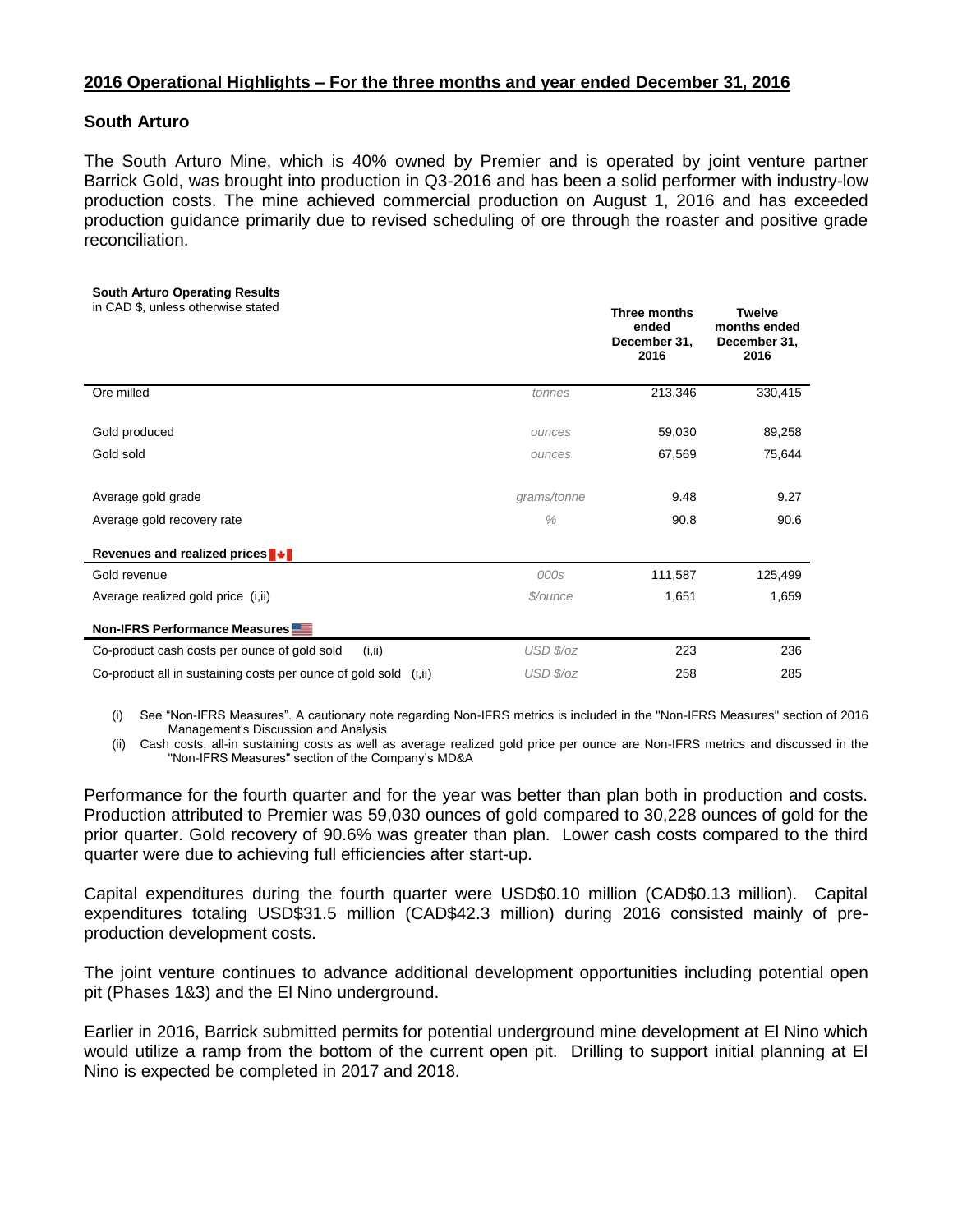## 2016 Operational Highlights – For the three months and year ended December 31, 2016

### South Arturo

The South Arturo Mine, which is 40% owned by Premier and is operated by joint venture partner Barrick Gold, was brought into production in Q3-2016 and has been a solid performer with industry-low production costs. The mine achieved commercial production on August 1, 2016 and has exceeded production guidance primarily due to revised scheduling of ore through the roaster and positive grade reconciliation.

**South Arturo Operating Results**
in CAD $, unless otherwise stated

| | | Three months ended December 31, 2016 | Twelve months ended December 31, 2016 |
|---|---|---|---|
| Ore milled | *tonnes* | 213,346 | 330,415 |
| Gold produced | *ounces* | 59,030 | 89,258 |
| Gold sold | *ounces* | 67,569 | 75,644 |
| Average gold grade | *grams/tonne* | 9.48 | 9.27 |
| Average gold recovery rate | *%* | 90.8 | 90.6 |
| **Revenues and realized prices** | | | |
| Gold revenue | *000s* | 111,587 | 125,499 |
| Average realized gold price (i,ii) | *$/ounce* | 1,651 | 1,659 |
| **Non-IFRS Performance Measures** | | | |
| Co-product cash costs per ounce of gold sold (i,ii) | *USD $/oz* | 223 | 236 |
| Co-product all in sustaining costs per ounce of gold sold (i,ii) | *USD $/oz* | 258 | 285 |

(i) See "Non-IFRS Measures". A cautionary note regarding Non-IFRS metrics is included in the "Non-IFRS Measures" section of 2016 Management's Discussion and Analysis

(ii) Cash costs, all-in sustaining costs as well as average realized gold price per ounce are Non-IFRS metrics and discussed in the "Non-IFRS Measures" section of the Company's MD&A

Performance for the fourth quarter and for the year was better than plan both in production and costs. Production attributed to Premier was 59,030 ounces of gold compared to 30,228 ounces of gold for the prior quarter. Gold recovery of 90.6% was greater than plan. Lower cash costs compared to the third quarter were due to achieving full efficiencies after start-up.

Capital expenditures during the fourth quarter were USD$0.10 million (CAD$0.13 million). Capital expenditures totaling USD$31.5 million (CAD$42.3 million) during 2016 consisted mainly of pre-production development costs.

The joint venture continues to advance additional development opportunities including potential open pit (Phases 1&3) and the El Nino underground.

Earlier in 2016, Barrick submitted permits for potential underground mine development at El Nino which would utilize a ramp from the bottom of the current open pit. Drilling to support initial planning at El Nino is expected be completed in 2017 and 2018.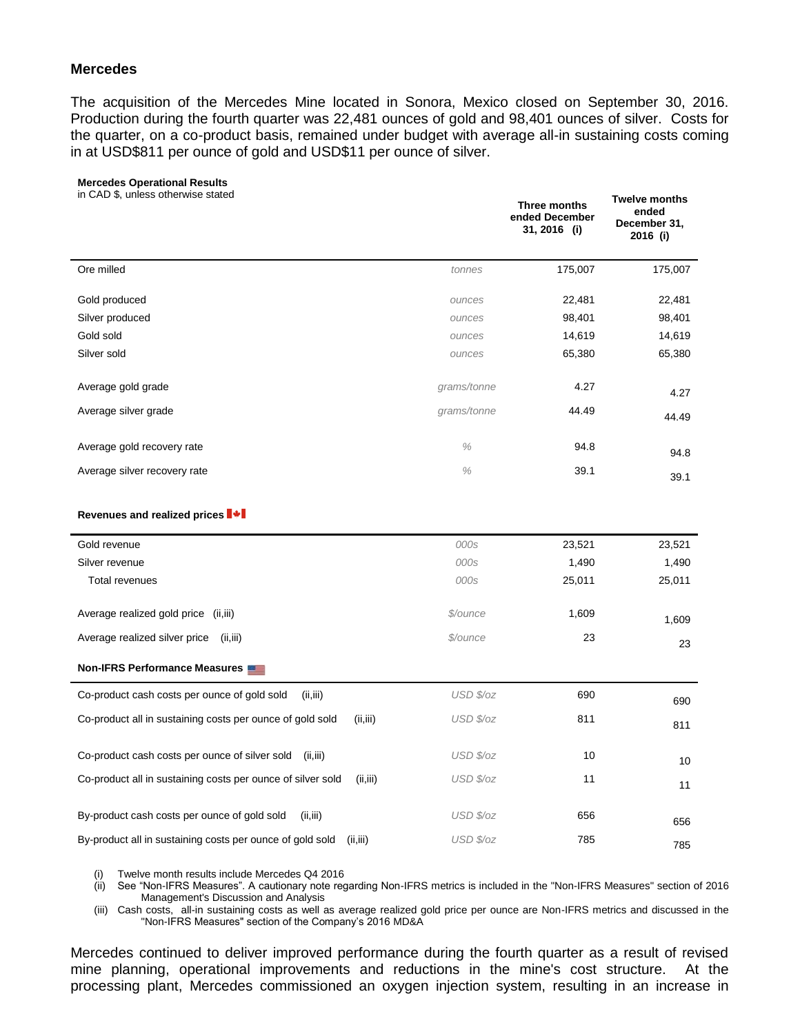## Mercedes

The acquisition of the Mercedes Mine located in Sonora, Mexico closed on September 30, 2016. Production during the fourth quarter was 22,481 ounces of gold and 98,401 ounces of silver. Costs for the quarter, on a co-product basis, remained under budget with average all-in sustaining costs coming in at USD$811 per ounce of gold and USD$11 per ounce of silver.

**Mercedes Operational Results**
in CAD $, unless otherwise stated

| | | Three months ended December 31, 2016 (i) | Twelve months ended December 31, 2016 (i) |
|---|---|---|---|
| Ore milled | *tonnes* | 175,007 | 175,007 |
| Gold produced | *ounces* | 22,481 | 22,481 |
| Silver produced | *ounces* | 98,401 | 98,401 |
| Gold sold | *ounces* | 14,619 | 14,619 |
| Silver sold | *ounces* | 65,380 | 65,380 |
| Average gold grade | *grams/tonne* | 4.27 | 4.27 |
| Average silver grade | *grams/tonne* | 44.49 | 44.49 |
| Average gold recovery rate | *%* | 94.8 | 94.8 |
| Average silver recovery rate | *%* | 39.1 | 39.1 |
| **Revenues and realized prices** | | | |
| Gold revenue | *000s* | 23,521 | 23,521 |
| Silver revenue | *000s* | 1,490 | 1,490 |
| Total revenues | *000s* | 25,011 | 25,011 |
| Average realized gold price (ii,iii) | *$/ounce* | 1,609 | 1,609 |
| Average realized silver price (ii,iii) | *$/ounce* | 23 | 23 |
| **Non-IFRS Performance Measures** | | | |
| Co-product cash costs per ounce of gold sold (ii,iii) | *USD $/oz* | 690 | 690 |
| Co-product all in sustaining costs per ounce of gold sold (ii,iii) | *USD $/oz* | 811 | 811 |
| Co-product cash costs per ounce of silver sold (ii,iii) | *USD $/oz* | 10 | 10 |
| Co-product all in sustaining costs per ounce of silver sold (ii,iii) | *USD $/oz* | 11 | 11 |
| By-product cash costs per ounce of gold sold (ii,iii) | *USD $/oz* | 656 | 656 |
| By-product all in sustaining costs per ounce of gold sold (ii,iii) | *USD $/oz* | 785 | 785 |

(i) Twelve month results include Mercedes Q4 2016
(ii) See "Non-IFRS Measures". A cautionary note regarding Non-IFRS metrics is included in the "Non-IFRS Measures" section of 2016 Management's Discussion and Analysis
(iii) Cash costs, all-in sustaining costs as well as average realized gold price per ounce are Non-IFRS metrics and discussed in the "Non-IFRS Measures" section of the Company's 2016 MD&A

Mercedes continued to deliver improved performance during the fourth quarter as a result of revised mine planning, operational improvements and reductions in the mine's cost structure. At the processing plant, Mercedes commissioned an oxygen injection system, resulting in an increase in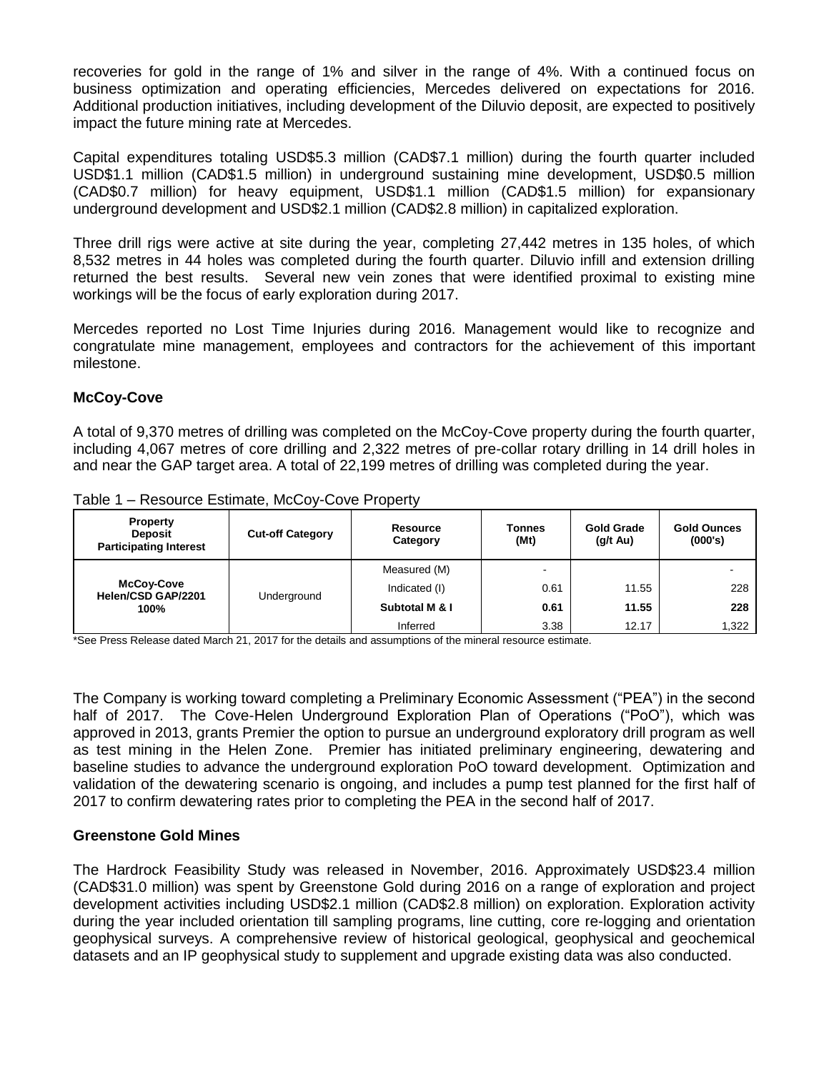recoveries for gold in the range of 1% and silver in the range of 4%. With a continued focus on business optimization and operating efficiencies, Mercedes delivered on expectations for 2016. Additional production initiatives, including development of the Diluvio deposit, are expected to positively impact the future mining rate at Mercedes.

Capital expenditures totaling USD$5.3 million (CAD$7.1 million) during the fourth quarter included USD$1.1 million (CAD$1.5 million) in underground sustaining mine development, USD$0.5 million (CAD$0.7 million) for heavy equipment, USD$1.1 million (CAD$1.5 million) for expansionary underground development and USD$2.1 million (CAD$2.8 million) in capitalized exploration.

Three drill rigs were active at site during the year, completing 27,442 metres in 135 holes, of which 8,532 metres in 44 holes was completed during the fourth quarter. Diluvio infill and extension drilling returned the best results. Several new vein zones that were identified proximal to existing mine workings will be the focus of early exploration during 2017.

Mercedes reported no Lost Time Injuries during 2016. Management would like to recognize and congratulate mine management, employees and contractors for the achievement of this important milestone.

## McCoy-Cove

A total of 9,370 metres of drilling was completed on the McCoy-Cove property during the fourth quarter, including 4,067 metres of core drilling and 2,322 metres of pre-collar rotary drilling in 14 drill holes in and near the GAP target area. A total of 22,199 metres of drilling was completed during the year.

Table 1 – Resource Estimate, McCoy-Cove Property

| Property Deposit Participating Interest | Cut-off Category | Resource Category | Tonnes (Mt) | Gold Grade (g/t Au) | Gold Ounces (000's) |
|---|---|---|---|---|---|
| McCoy-Cove Helen/CSD GAP/2201 100% | Underground | Measured (M) | - | | - |
| | | Indicated (I) | 0.61 | 11.55 | 228 |
| | | **Subtotal M & I** | **0.61** | **11.55** | **228** |
| | | Inferred | 3.38 | 12.17 | 1,322 |

*See Press Release dated March 21, 2017 for the details and assumptions of the mineral resource estimate.

The Company is working toward completing a Preliminary Economic Assessment ("PEA") in the second half of 2017. The Cove-Helen Underground Exploration Plan of Operations ("PoO"), which was approved in 2013, grants Premier the option to pursue an underground exploratory drill program as well as test mining in the Helen Zone. Premier has initiated preliminary engineering, dewatering and baseline studies to advance the underground exploration PoO toward development. Optimization and validation of the dewatering scenario is ongoing, and includes a pump test planned for the first half of 2017 to confirm dewatering rates prior to completing the PEA in the second half of 2017.

## Greenstone Gold Mines

The Hardrock Feasibility Study was released in November, 2016. Approximately USD$23.4 million (CAD$31.0 million) was spent by Greenstone Gold during 2016 on a range of exploration and project development activities including USD$2.1 million (CAD$2.8 million) on exploration. Exploration activity during the year included orientation till sampling programs, line cutting, core re-logging and orientation geophysical surveys. A comprehensive review of historical geological, geophysical and geochemical datasets and an IP geophysical study to supplement and upgrade existing data was also conducted.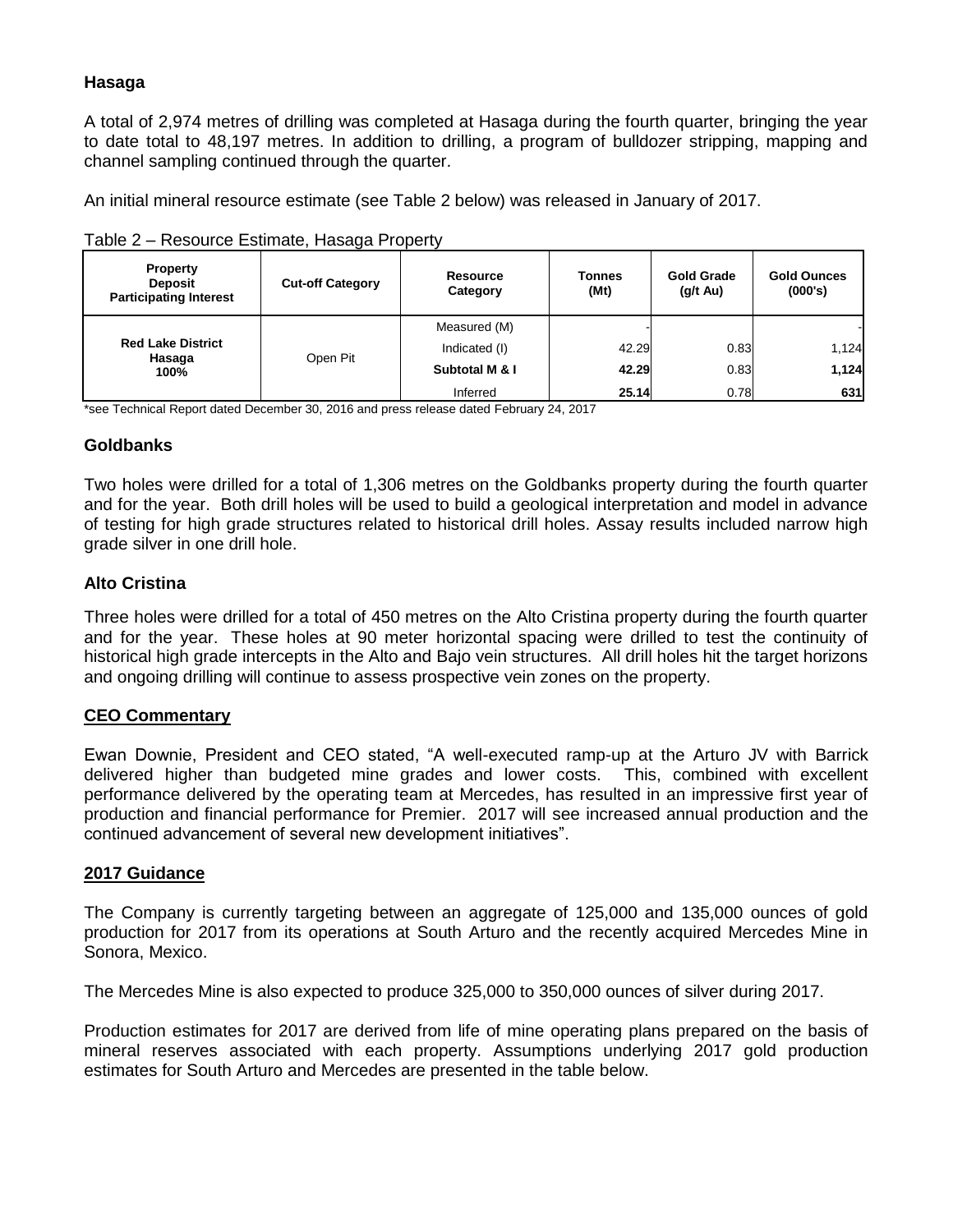## Hasaga

A total of 2,974 metres of drilling was completed at Hasaga during the fourth quarter, bringing the year to date total to 48,197 metres. In addition to drilling, a program of bulldozer stripping, mapping and channel sampling continued through the quarter.

An initial mineral resource estimate (see Table 2 below) was released in January of 2017.

Table 2 – Resource Estimate, Hasaga Property

| Property<br>Deposit<br>Participating Interest | Cut-off Category | Resource Category | Tonnes (Mt) | Gold Grade (g/t Au) | Gold Ounces (000's) |
|---|---|---|---|---|---|
| Red Lake District<br>Hasaga<br>100% | Open Pit | Measured (M) | - | | - |
| | | Indicated (I) | 42.29 | 0.83 | 1,124 |
| | | **Subtotal M & I** | **42.29** | 0.83 | **1,124** |
| | | Inferred | **25.14** | 0.78 | **631** |

*see Technical Report dated December 30, 2016 and press release dated February 24, 2017

## Goldbanks

Two holes were drilled for a total of 1,306 metres on the Goldbanks property during the fourth quarter and for the year. Both drill holes will be used to build a geological interpretation and model in advance of testing for high grade structures related to historical drill holes. Assay results included narrow high grade silver in one drill hole.

## Alto Cristina

Three holes were drilled for a total of 450 metres on the Alto Cristina property during the fourth quarter and for the year. These holes at 90 meter horizontal spacing were drilled to test the continuity of historical high grade intercepts in the Alto and Bajo vein structures. All drill holes hit the target horizons and ongoing drilling will continue to assess prospective vein zones on the property.

## CEO Commentary

Ewan Downie, President and CEO stated, "A well-executed ramp-up at the Arturo JV with Barrick delivered higher than budgeted mine grades and lower costs. This, combined with excellent performance delivered by the operating team at Mercedes, has resulted in an impressive first year of production and financial performance for Premier. 2017 will see increased annual production and the continued advancement of several new development initiatives".

## 2017 Guidance

The Company is currently targeting between an aggregate of 125,000 and 135,000 ounces of gold production for 2017 from its operations at South Arturo and the recently acquired Mercedes Mine in Sonora, Mexico.

The Mercedes Mine is also expected to produce 325,000 to 350,000 ounces of silver during 2017.

Production estimates for 2017 are derived from life of mine operating plans prepared on the basis of mineral reserves associated with each property. Assumptions underlying 2017 gold production estimates for South Arturo and Mercedes are presented in the table below.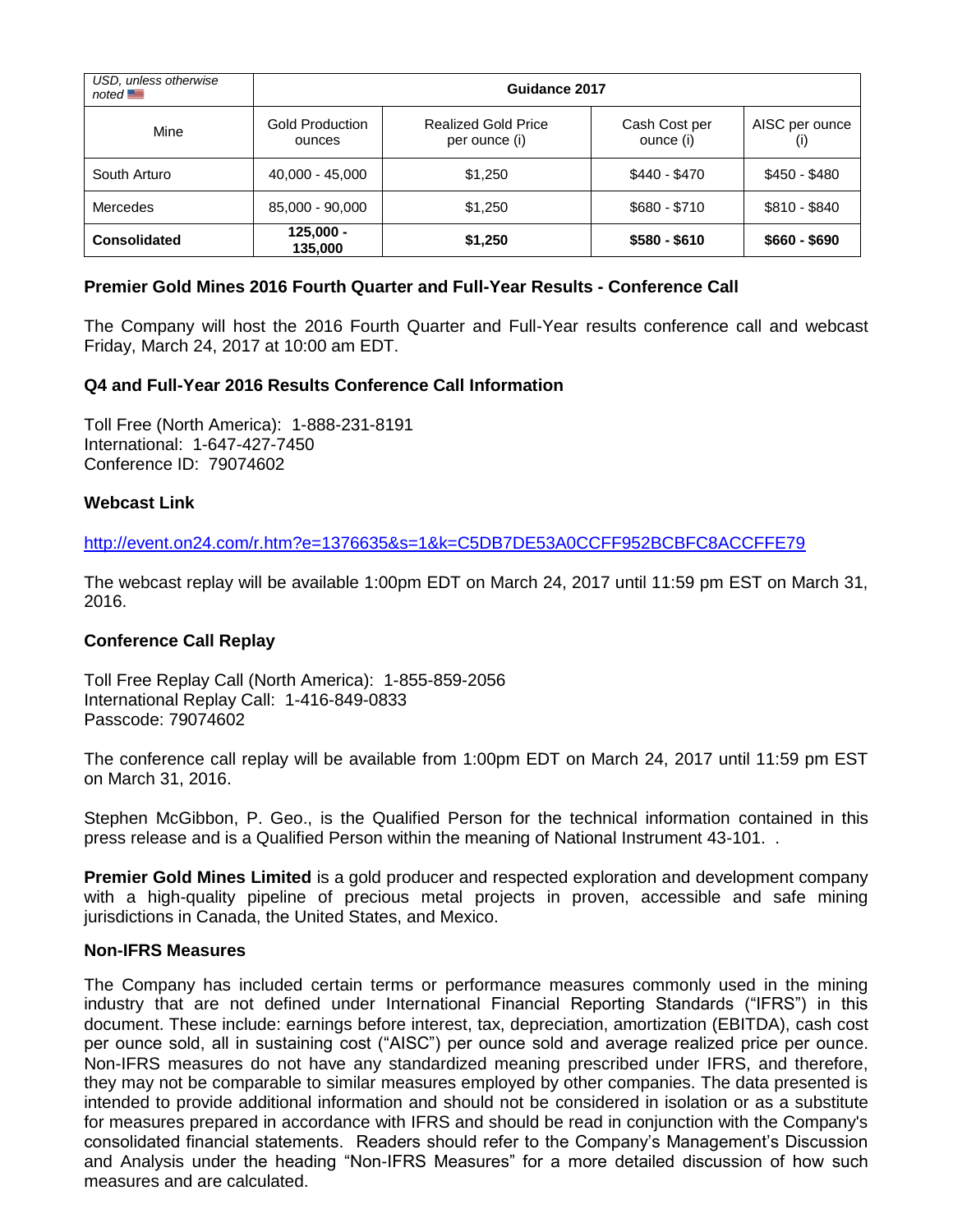| *USD, unless otherwise noted* | Guidance 2017 | | | |
|---|---|---|---|---|
| Mine | Gold Production ounces | Realized Gold Price per ounce (i) | Cash Cost per ounce (i) | AISC per ounce (i) |
| South Arturo | 40,000 - 45,000 | $1,250 | $440 - $470 | $450 - $480 |
| Mercedes | 85,000 - 90,000 | $1,250 | $680 - $710 | $810 - $840 |
| **Consolidated** | **125,000 - 135,000** | **$1,250** | **$580 - $610** | **$660 - $690** |

### Premier Gold Mines 2016 Fourth Quarter and Full-Year Results - Conference Call

The Company will host the 2016 Fourth Quarter and Full-Year results conference call and webcast Friday, March 24, 2017 at 10:00 am EDT.

### Q4 and Full-Year 2016 Results Conference Call Information

Toll Free (North America): 1-888-231-8191
International: 1-647-427-7450
Conference ID: 79074602

### Webcast Link

http://event.on24.com/r.htm?e=1376635&s=1&k=C5DB7DE53A0CCFF952BCBFC8ACCFFE79

The webcast replay will be available 1:00pm EDT on March 24, 2017 until 11:59 pm EST on March 31, 2016.

### Conference Call Replay

Toll Free Replay Call (North America): 1-855-859-2056
International Replay Call: 1-416-849-0833
Passcode: 79074602

The conference call replay will be available from 1:00pm EDT on March 24, 2017 until 11:59 pm EST on March 31, 2016.

Stephen McGibbon, P. Geo., is the Qualified Person for the technical information contained in this press release and is a Qualified Person within the meaning of National Instrument 43-101. .

**Premier Gold Mines Limited** is a gold producer and respected exploration and development company with a high-quality pipeline of precious metal projects in proven, accessible and safe mining jurisdictions in Canada, the United States, and Mexico.

### Non-IFRS Measures

The Company has included certain terms or performance measures commonly used in the mining industry that are not defined under International Financial Reporting Standards ("IFRS") in this document. These include: earnings before interest, tax, depreciation, amortization (EBITDA), cash cost per ounce sold, all in sustaining cost ("AISC") per ounce sold and average realized price per ounce. Non-IFRS measures do not have any standardized meaning prescribed under IFRS, and therefore, they may not be comparable to similar measures employed by other companies. The data presented is intended to provide additional information and should not be considered in isolation or as a substitute for measures prepared in accordance with IFRS and should be read in conjunction with the Company's consolidated financial statements. Readers should refer to the Company's Management's Discussion and Analysis under the heading "Non-IFRS Measures" for a more detailed discussion of how such measures and are calculated.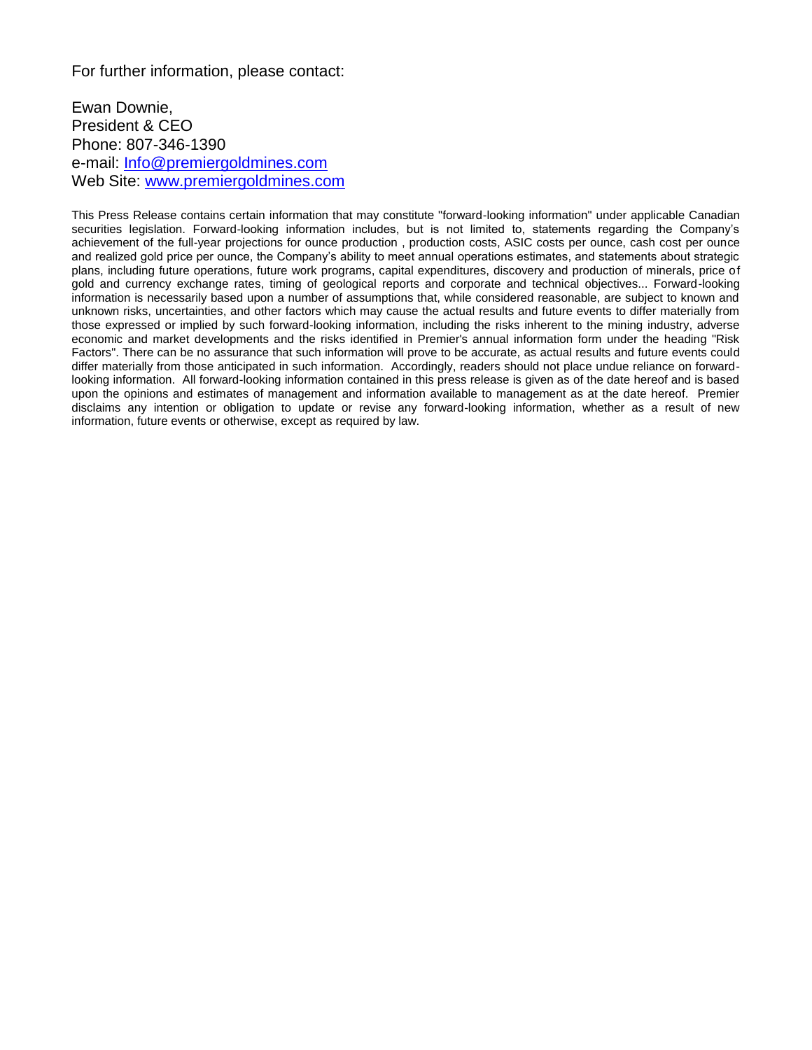For further information, please contact:

Ewan Downie,
President & CEO
Phone: 807-346-1390
e-mail: Info@premiergoldmines.com
Web Site: www.premiergoldmines.com

This Press Release contains certain information that may constitute "forward-looking information" under applicable Canadian securities legislation. Forward-looking information includes, but is not limited to, statements regarding the Company's achievement of the full-year projections for ounce production , production costs, ASIC costs per ounce, cash cost per ounce and realized gold price per ounce, the Company's ability to meet annual operations estimates, and statements about strategic plans, including future operations, future work programs, capital expenditures, discovery and production of minerals, price of gold and currency exchange rates, timing of geological reports and corporate and technical objectives... Forward-looking information is necessarily based upon a number of assumptions that, while considered reasonable, are subject to known and unknown risks, uncertainties, and other factors which may cause the actual results and future events to differ materially from those expressed or implied by such forward-looking information, including the risks inherent to the mining industry, adverse economic and market developments and the risks identified in Premier's annual information form under the heading "Risk Factors". There can be no assurance that such information will prove to be accurate, as actual results and future events could differ materially from those anticipated in such information. Accordingly, readers should not place undue reliance on forward-looking information. All forward-looking information contained in this press release is given as of the date hereof and is based upon the opinions and estimates of management and information available to management as at the date hereof. Premier disclaims any intention or obligation to update or revise any forward-looking information, whether as a result of new information, future events or otherwise, except as required by law.